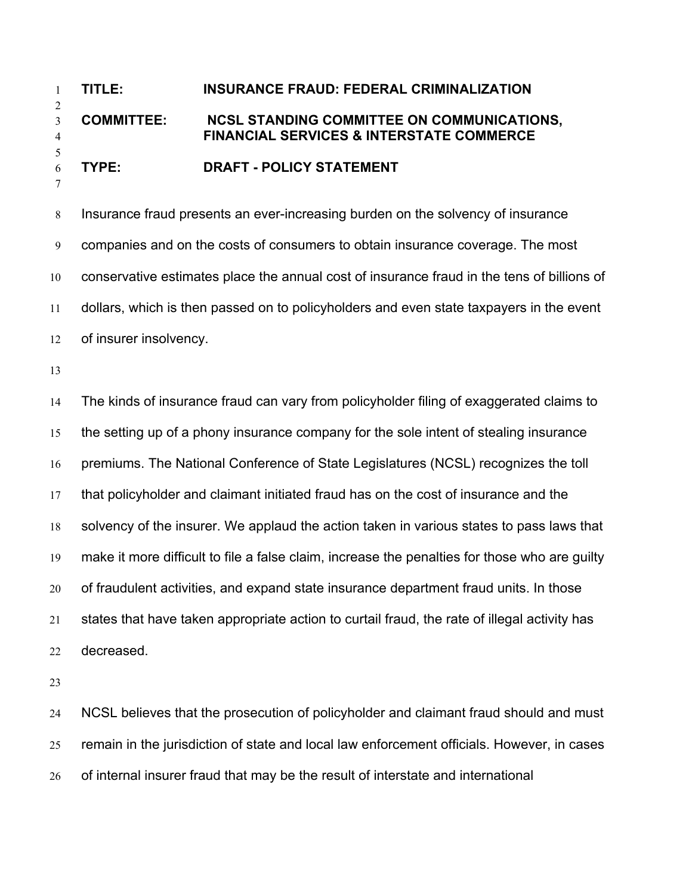**TITLE:** **INSURANCE FRAUD: FEDERAL CRIMINALIZATION**

**COMMITTEE:** **NCSL STANDING COMMITTEE ON COMMUNICATIONS, FINANCIAL SERVICES & INTERSTATE COMMERCE**

**TYPE:** **DRAFT - POLICY STATEMENT**

Insurance fraud presents an ever-increasing burden on the solvency of insurance companies and on the costs of consumers to obtain insurance coverage. The most conservative estimates place the annual cost of insurance fraud in the tens of billions of dollars, which is then passed on to policyholders and even state taxpayers in the event of insurer insolvency.

The kinds of insurance fraud can vary from policyholder filing of exaggerated claims to the setting up of a phony insurance company for the sole intent of stealing insurance premiums. The National Conference of State Legislatures (NCSL) recognizes the toll that policyholder and claimant initiated fraud has on the cost of insurance and the solvency of the insurer. We applaud the action taken in various states to pass laws that make it more difficult to file a false claim, increase the penalties for those who are guilty of fraudulent activities, and expand state insurance department fraud units. In those states that have taken appropriate action to curtail fraud, the rate of illegal activity has decreased.

NCSL believes that the prosecution of policyholder and claimant fraud should and must remain in the jurisdiction of state and local law enforcement officials. However, in cases of internal insurer fraud that may be the result of interstate and international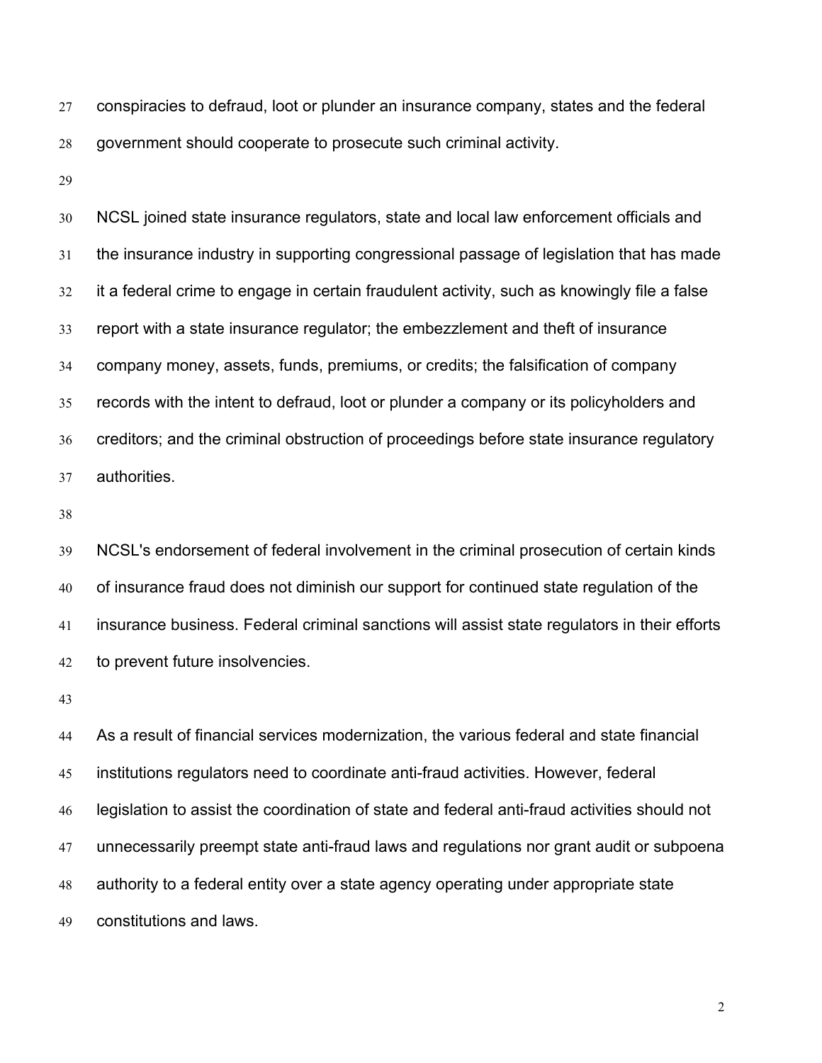conspiracies to defraud, loot or plunder an insurance company, states and the federal government should cooperate to prosecute such criminal activity.

NCSL joined state insurance regulators, state and local law enforcement officials and the insurance industry in supporting congressional passage of legislation that has made it a federal crime to engage in certain fraudulent activity, such as knowingly file a false report with a state insurance regulator; the embezzlement and theft of insurance company money, assets, funds, premiums, or credits; the falsification of company records with the intent to defraud, loot or plunder a company or its policyholders and creditors; and the criminal obstruction of proceedings before state insurance regulatory authorities.

NCSL's endorsement of federal involvement in the criminal prosecution of certain kinds of insurance fraud does not diminish our support for continued state regulation of the insurance business. Federal criminal sanctions will assist state regulators in their efforts to prevent future insolvencies.

As a result of financial services modernization, the various federal and state financial institutions regulators need to coordinate anti-fraud activities. However, federal legislation to assist the coordination of state and federal anti-fraud activities should not unnecessarily preempt state anti-fraud laws and regulations nor grant audit or subpoena authority to a federal entity over a state agency operating under appropriate state constitutions and laws.